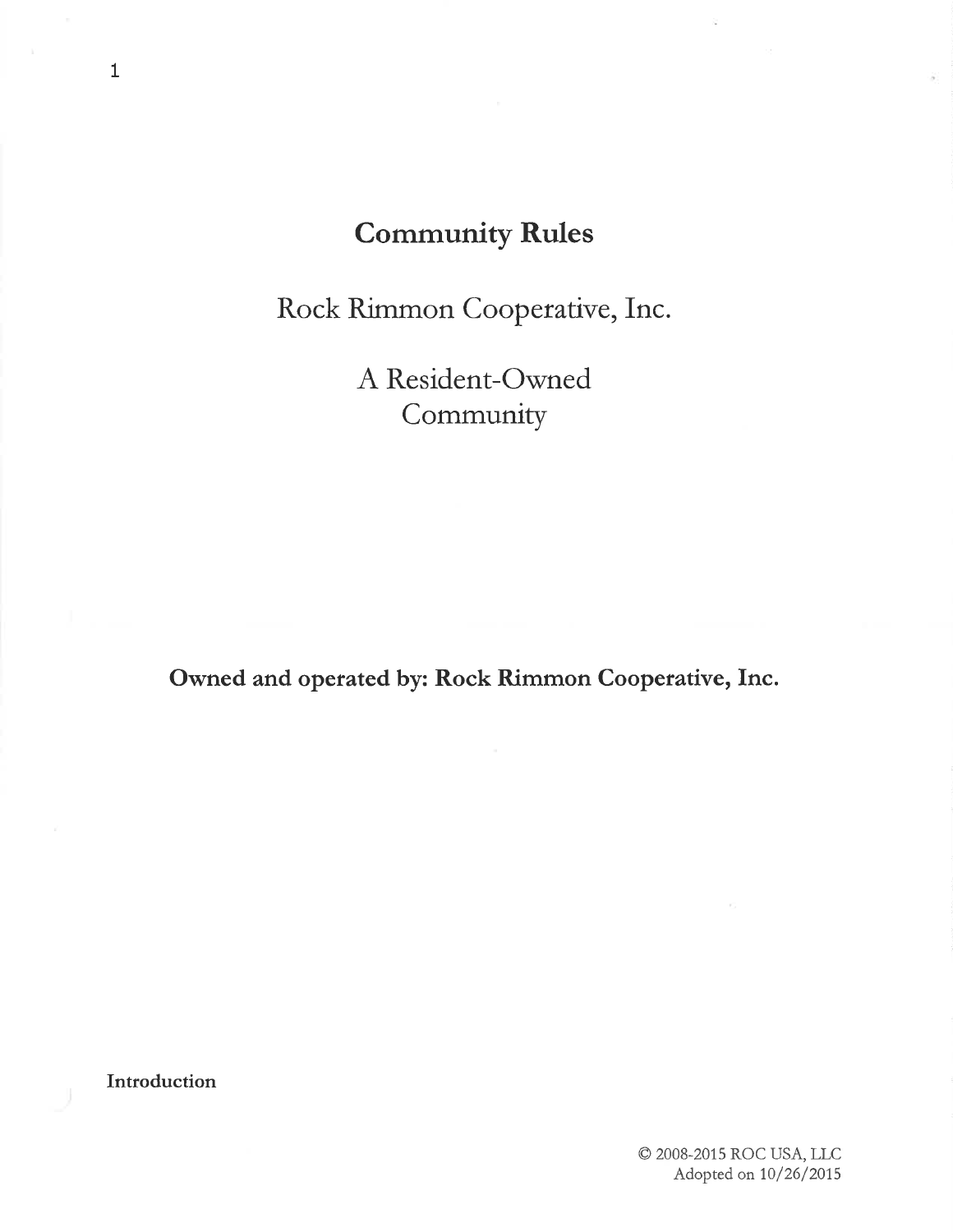# Community Rules

Rock Rimmon Cooperative, Inc.

A Resident-Owned Community

**Owned and operated by: Rock Rimmon Cooperative, Inc.**

**Introduction**

© 2008-2015 ROC USA, LLC
Adopted on 10/26/2015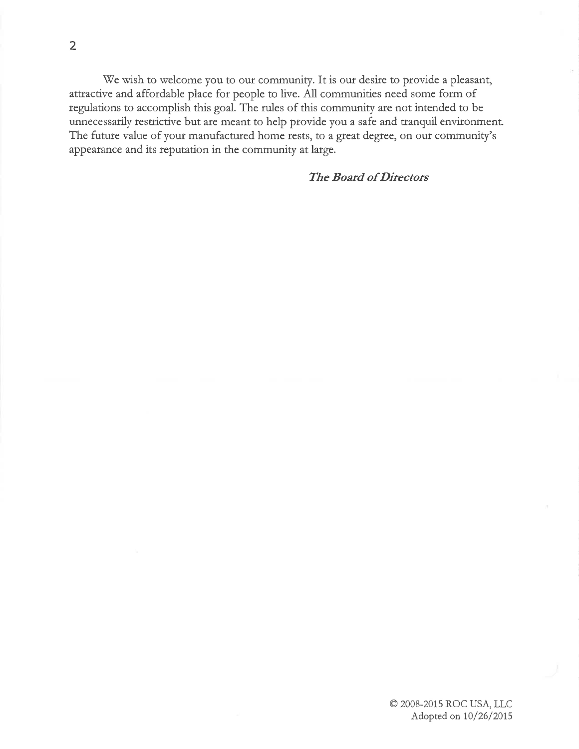We wish to welcome you to our community. It is our desire to provide a pleasant, attractive and affordable place for people to live. All communities need some form of regulations to accomplish this goal. The rules of this community are not intended to be unnecessarily restrictive but are meant to help provide you a safe and tranquil environment. The future value of your manufactured home rests, to a great degree, on our community's appearance and its reputation in the community at large.

***The Board of Directors***

© 2008-2015 ROC USA, LLC
Adopted on 10/26/2015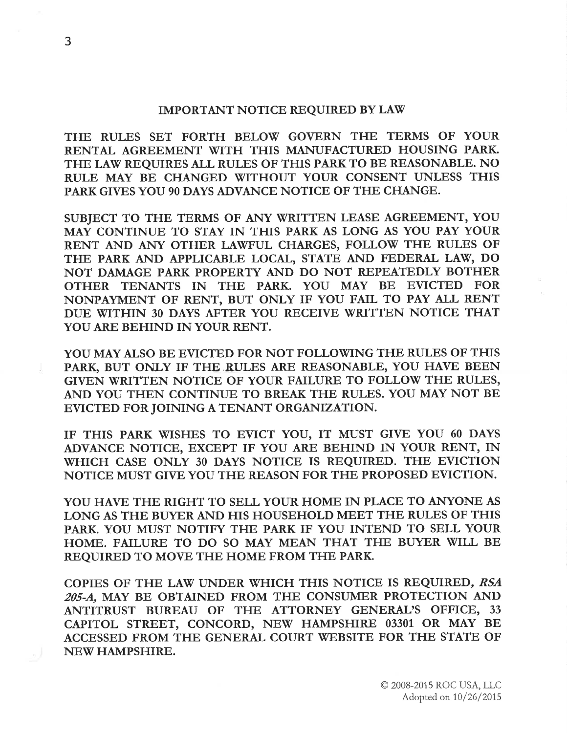## IMPORTANT NOTICE REQUIRED BY LAW

THE RULES SET FORTH BELOW GOVERN THE TERMS OF YOUR RENTAL AGREEMENT WITH THIS MANUFACTURED HOUSING PARK. THE LAW REQUIRES ALL RULES OF THIS PARK TO BE REASONABLE. NO RULE MAY BE CHANGED WITHOUT YOUR CONSENT UNLESS THIS PARK GIVES YOU 90 DAYS ADVANCE NOTICE OF THE CHANGE.

SUBJECT TO THE TERMS OF ANY WRITTEN LEASE AGREEMENT, YOU MAY CONTINUE TO STAY IN THIS PARK AS LONG AS YOU PAY YOUR RENT AND ANY OTHER LAWFUL CHARGES, FOLLOW THE RULES OF THE PARK AND APPLICABLE LOCAL, STATE AND FEDERAL LAW, DO NOT DAMAGE PARK PROPERTY AND DO NOT REPEATEDLY BOTHER OTHER TENANTS IN THE PARK. YOU MAY BE EVICTED FOR NONPAYMENT OF RENT, BUT ONLY IF YOU FAIL TO PAY ALL RENT DUE WITHIN 30 DAYS AFTER YOU RECEIVE WRITTEN NOTICE THAT YOU ARE BEHIND IN YOUR RENT.

YOU MAY ALSO BE EVICTED FOR NOT FOLLOWING THE RULES OF THIS PARK, BUT ONLY IF THE RULES ARE REASONABLE, YOU HAVE BEEN GIVEN WRITTEN NOTICE OF YOUR FAILURE TO FOLLOW THE RULES, AND YOU THEN CONTINUE TO BREAK THE RULES. YOU MAY NOT BE EVICTED FOR JOINING A TENANT ORGANIZATION.

IF THIS PARK WISHES TO EVICT YOU, IT MUST GIVE YOU 60 DAYS ADVANCE NOTICE, EXCEPT IF YOU ARE BEHIND IN YOUR RENT, IN WHICH CASE ONLY 30 DAYS NOTICE IS REQUIRED. THE EVICTION NOTICE MUST GIVE YOU THE REASON FOR THE PROPOSED EVICTION.

YOU HAVE THE RIGHT TO SELL YOUR HOME IN PLACE TO ANYONE AS LONG AS THE BUYER AND HIS HOUSEHOLD MEET THE RULES OF THIS PARK. YOU MUST NOTIFY THE PARK IF YOU INTEND TO SELL YOUR HOME. FAILURE TO DO SO MAY MEAN THAT THE BUYER WILL BE REQUIRED TO MOVE THE HOME FROM THE PARK.

COPIES OF THE LAW UNDER WHICH THIS NOTICE IS REQUIRED, *RSA 205-A,* MAY BE OBTAINED FROM THE CONSUMER PROTECTION AND ANTITRUST BUREAU OF THE ATTORNEY GENERAL'S OFFICE, 33 CAPITOL STREET, CONCORD, NEW HAMPSHIRE 03301 OR MAY BE ACCESSED FROM THE GENERAL COURT WEBSITE FOR THE STATE OF NEW HAMPSHIRE.

© 2008-2015 ROC USA, LLC
Adopted on 10/26/2015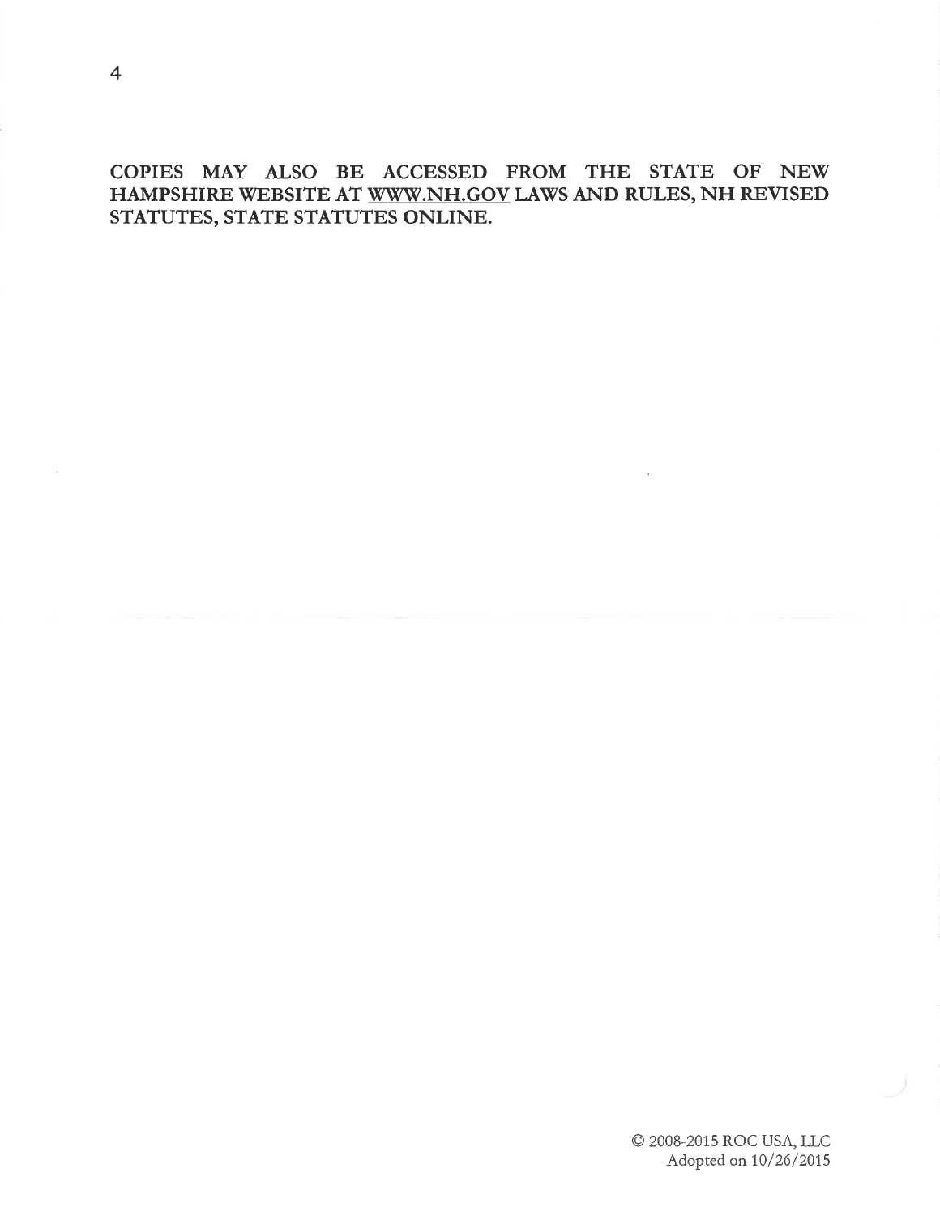**COPIES MAY ALSO BE ACCESSED FROM THE STATE OF NEW HAMPSHIRE WEBSITE AT WWW.NH.GOV LAWS AND RULES, NH REVISED STATUTES, STATE STATUTES ONLINE.**

© 2008-2015 ROC USA, LLC
Adopted on 10/26/2015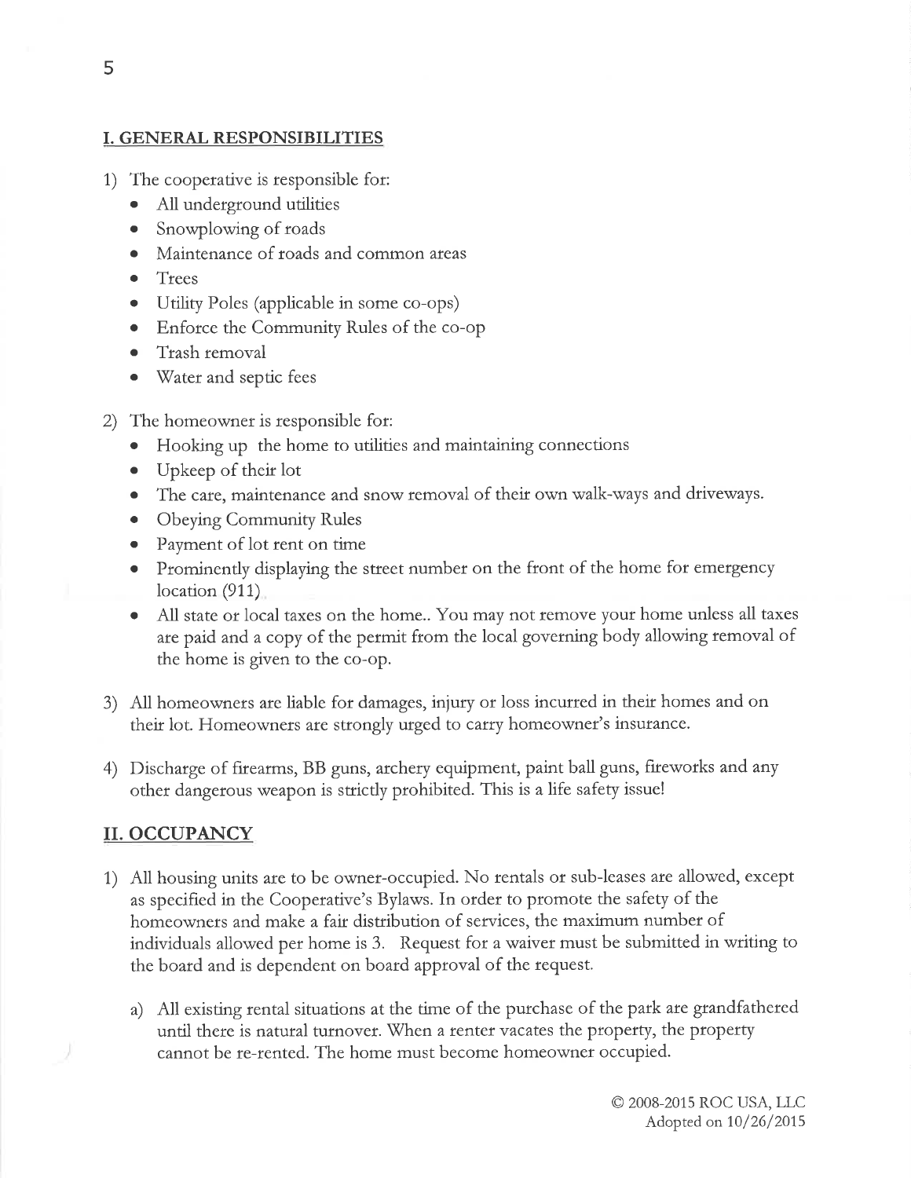## I. GENERAL RESPONSIBILITIES

1) The cooperative is responsible for:
   - All underground utilities
   - Snowplowing of roads
   - Maintenance of roads and common areas
   - Trees
   - Utility Poles (applicable in some co-ops)
   - Enforce the Community Rules of the co-op
   - Trash removal
   - Water and septic fees

2) The homeowner is responsible for:
   - Hooking up the home to utilities and maintaining connections
   - Upkeep of their lot
   - The care, maintenance and snow removal of their own walk-ways and driveways.
   - Obeying Community Rules
   - Payment of lot rent on time
   - Prominently displaying the street number on the front of the home for emergency location (911)
   - All state or local taxes on the home.. You may not remove your home unless all taxes are paid and a copy of the permit from the local governing body allowing removal of the home is given to the co-op.

3) All homeowners are liable for damages, injury or loss incurred in their homes and on their lot. Homeowners are strongly urged to carry homeowner's insurance.

4) Discharge of firearms, BB guns, archery equipment, paint ball guns, fireworks and any other dangerous weapon is strictly prohibited. This is a life safety issue!

## II. OCCUPANCY

1) All housing units are to be owner-occupied. No rentals or sub-leases are allowed, except as specified in the Cooperative's Bylaws. In order to promote the safety of the homeowners and make a fair distribution of services, the maximum number of individuals allowed per home is 3. Request for a waiver must be submitted in writing to the board and is dependent on board approval of the request.

   a) All existing rental situations at the time of the purchase of the park are grandfathered until there is natural turnover. When a renter vacates the property, the property cannot be re-rented. The home must become homeowner occupied.

© 2008-2015 ROC USA, LLC
Adopted on 10/26/2015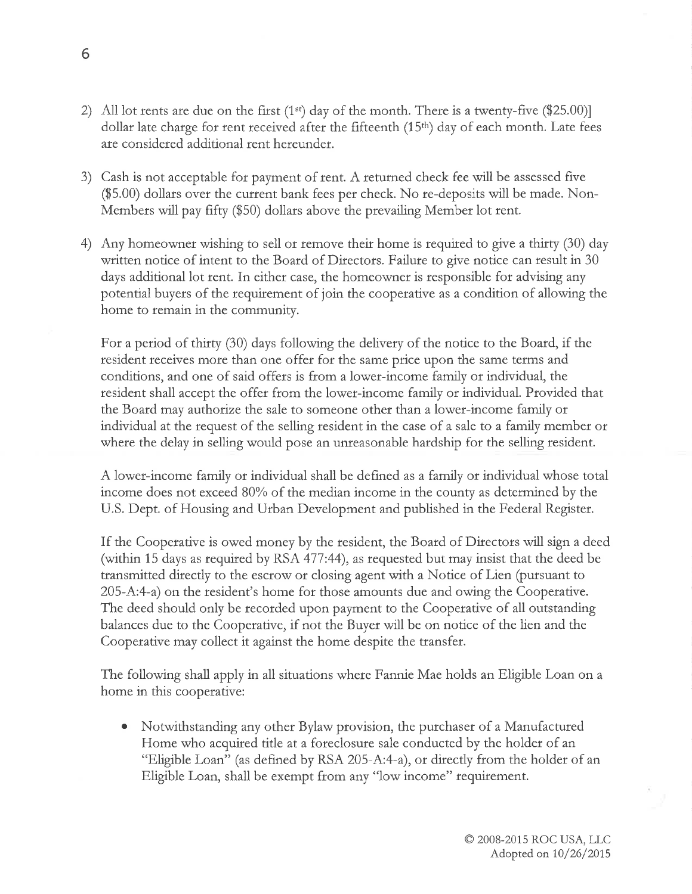2) All lot rents are due on the first (1st) day of the month. There is a twenty-five ($25.00)] dollar late charge for rent received after the fifteenth (15th) day of each month. Late fees are considered additional rent hereunder.

3) Cash is not acceptable for payment of rent. A returned check fee will be assessed five ($5.00) dollars over the current bank fees per check. No re-deposits will be made. Non-Members will pay fifty ($50) dollars above the prevailing Member lot rent.

4) Any homeowner wishing to sell or remove their home is required to give a thirty (30) day written notice of intent to the Board of Directors. Failure to give notice can result in 30 days additional lot rent. In either case, the homeowner is responsible for advising any potential buyers of the requirement of join the cooperative as a condition of allowing the home to remain in the community.

   For a period of thirty (30) days following the delivery of the notice to the Board, if the resident receives more than one offer for the same price upon the same terms and conditions, and one of said offers is from a lower-income family or individual, the resident shall accept the offer from the lower-income family or individual. Provided that the Board may authorize the sale to someone other than a lower-income family or individual at the request of the selling resident in the case of a sale to a family member or where the delay in selling would pose an unreasonable hardship for the selling resident.

   A lower-income family or individual shall be defined as a family or individual whose total income does not exceed 80% of the median income in the county as determined by the U.S. Dept. of Housing and Urban Development and published in the Federal Register.

   If the Cooperative is owed money by the resident, the Board of Directors will sign a deed (within 15 days as required by RSA 477:44), as requested but may insist that the deed be transmitted directly to the escrow or closing agent with a Notice of Lien (pursuant to 205-A:4-a) on the resident's home for those amounts due and owing the Cooperative. The deed should only be recorded upon payment to the Cooperative of all outstanding balances due to the Cooperative, if not the Buyer will be on notice of the lien and the Cooperative may collect it against the home despite the transfer.

   The following shall apply in all situations where Fannie Mae holds an Eligible Loan on a home in this cooperative:

   - Notwithstanding any other Bylaw provision, the purchaser of a Manufactured Home who acquired title at a foreclosure sale conducted by the holder of an "Eligible Loan" (as defined by RSA 205-A:4-a), or directly from the holder of an Eligible Loan, shall be exempt from any "low income" requirement.

© 2008-2015 ROC USA, LLC
Adopted on 10/26/2015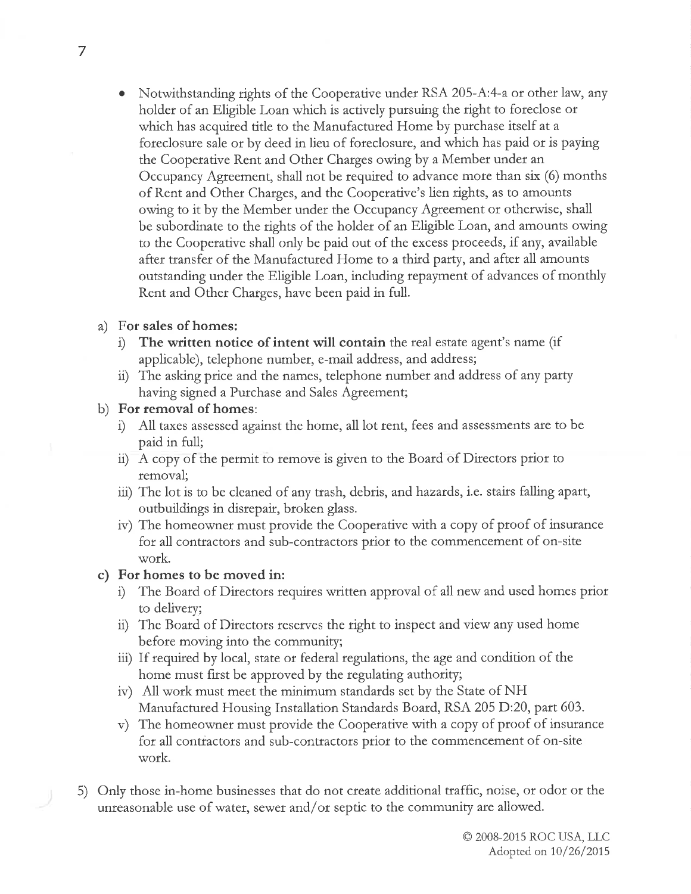- Notwithstanding rights of the Cooperative under RSA 205-A:4-a or other law, any holder of an Eligible Loan which is actively pursuing the right to foreclose or which has acquired title to the Manufactured Home by purchase itself at a foreclosure sale or by deed in lieu of foreclosure, and which has paid or is paying the Cooperative Rent and Other Charges owing by a Member under an Occupancy Agreement, shall not be required to advance more than six (6) months of Rent and Other Charges, and the Cooperative's lien rights, as to amounts owing to it by the Member under the Occupancy Agreement or otherwise, shall be subordinate to the rights of the holder of an Eligible Loan, and amounts owing to the Cooperative shall only be paid out of the excess proceeds, if any, available after transfer of the Manufactured Home to a third party, and after all amounts outstanding under the Eligible Loan, including repayment of advances of monthly Rent and Other Charges, have been paid in full.

a) F**or sales of homes:**
   i) **The written notice of intent will contain** the real estate agent's name (if applicable), telephone number, e-mail address, and address;
   ii) The asking price and the names, telephone number and address of any party having signed a Purchase and Sales Agreement;

b) **For removal of homes**:
   i) All taxes assessed against the home, all lot rent, fees and assessments are to be paid in full;
   ii) A copy of the permit to remove is given to the Board of Directors prior to removal;
   iii) The lot is to be cleaned of any trash, debris, and hazards, i.e. stairs falling apart, outbuildings in disrepair, broken glass.
   iv) The homeowner must provide the Cooperative with a copy of proof of insurance for all contractors and sub-contractors prior to the commencement of on-site work.

c) **For homes to be moved in:**
   i) The Board of Directors requires written approval of all new and used homes prior to delivery;
   ii) The Board of Directors reserves the right to inspect and view any used home before moving into the community;
   iii) If required by local, state or federal regulations, the age and condition of the home must first be approved by the regulating authority;
   iv) All work must meet the minimum standards set by the State of NH Manufactured Housing Installation Standards Board, RSA 205 D:20, part 603.
   v) The homeowner must provide the Cooperative with a copy of proof of insurance for all contractors and sub-contractors prior to the commencement of on-site work.

5) Only those in-home businesses that do not create additional traffic, noise, or odor or the unreasonable use of water, sewer and/or septic to the community are allowed.

© 2008-2015 ROC USA, LLC
Adopted on 10/26/2015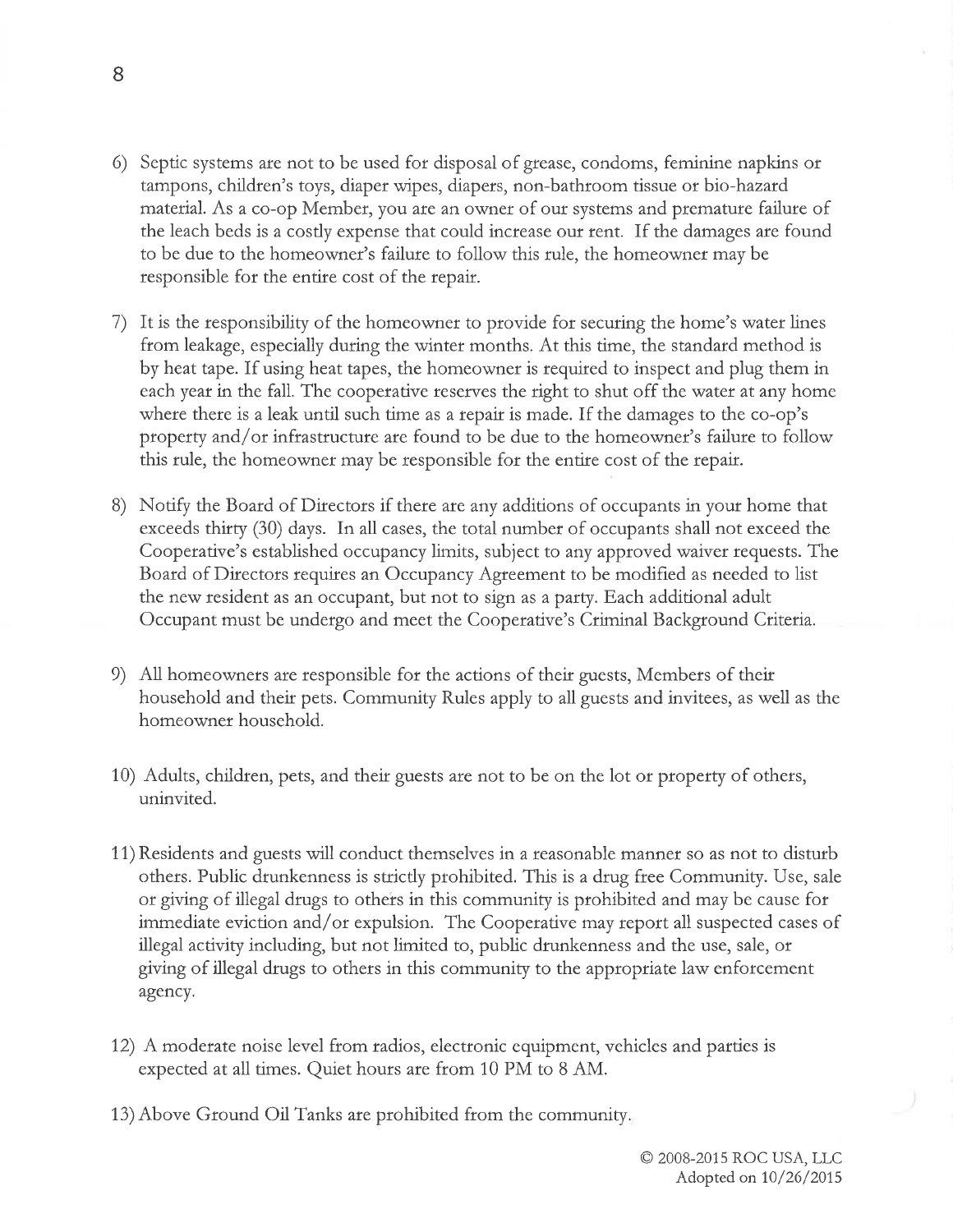6) Septic systems are not to be used for disposal of grease, condoms, feminine napkins or tampons, children's toys, diaper wipes, diapers, non-bathroom tissue or bio-hazard material. As a co-op Member, you are an owner of our systems and premature failure of the leach beds is a costly expense that could increase our rent. If the damages are found to be due to the homeowner's failure to follow this rule, the homeowner may be responsible for the entire cost of the repair.

7) It is the responsibility of the homeowner to provide for securing the home's water lines from leakage, especially during the winter months. At this time, the standard method is by heat tape. If using heat tapes, the homeowner is required to inspect and plug them in each year in the fall. The cooperative reserves the right to shut off the water at any home where there is a leak until such time as a repair is made. If the damages to the co-op's property and/or infrastructure are found to be due to the homeowner's failure to follow this rule, the homeowner may be responsible for the entire cost of the repair.

8) Notify the Board of Directors if there are any additions of occupants in your home that exceeds thirty (30) days. In all cases, the total number of occupants shall not exceed the Cooperative's established occupancy limits, subject to any approved waiver requests. The Board of Directors requires an Occupancy Agreement to be modified as needed to list the new resident as an occupant, but not to sign as a party. Each additional adult Occupant must be undergo and meet the Cooperative's Criminal Background Criteria.

9) All homeowners are responsible for the actions of their guests, Members of their household and their pets. Community Rules apply to all guests and invitees, as well as the homeowner household.

10) Adults, children, pets, and their guests are not to be on the lot or property of others, uninvited.

11) Residents and guests will conduct themselves in a reasonable manner so as not to disturb others. Public drunkenness is strictly prohibited. This is a drug free Community. Use, sale or giving of illegal drugs to others in this community is prohibited and may be cause for immediate eviction and/or expulsion. The Cooperative may report all suspected cases of illegal activity including, but not limited to, public drunkenness and the use, sale, or giving of illegal drugs to others in this community to the appropriate law enforcement agency.

12) A moderate noise level from radios, electronic equipment, vehicles and parties is expected at all times. Quiet hours are from 10 PM to 8 AM.

13) Above Ground Oil Tanks are prohibited from the community.

© 2008-2015 ROC USA, LLC
Adopted on 10/26/2015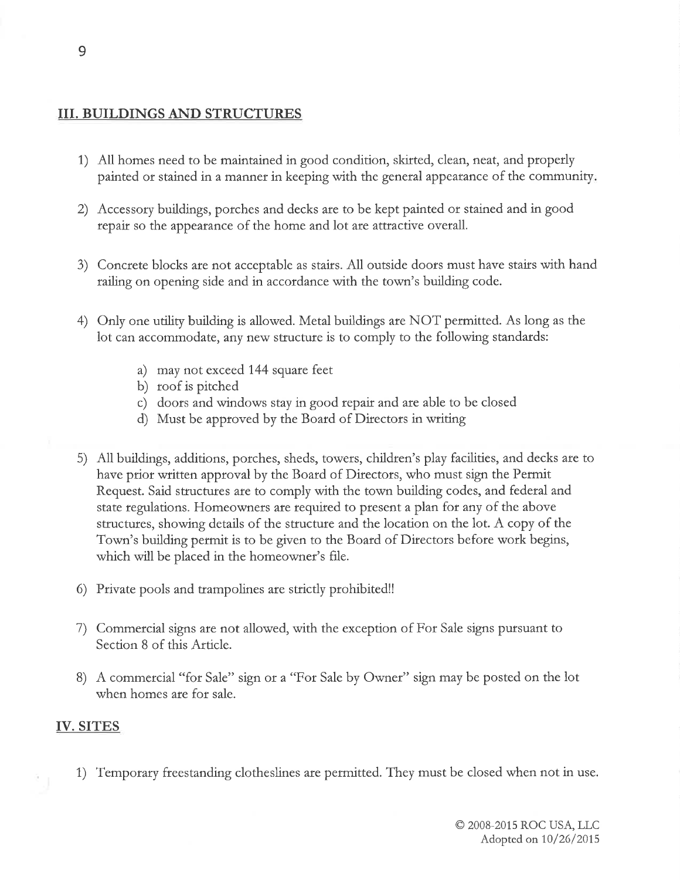## III. BUILDINGS AND STRUCTURES

1) All homes need to be maintained in good condition, skirted, clean, neat, and properly painted or stained in a manner in keeping with the general appearance of the community.

2) Accessory buildings, porches and decks are to be kept painted or stained and in good repair so the appearance of the home and lot are attractive overall.

3) Concrete blocks are not acceptable as stairs. All outside doors must have stairs with hand railing on opening side and in accordance with the town's building code.

4) Only one utility building is allowed. Metal buildings are NOT permitted. As long as the lot can accommodate, any new structure is to comply to the following standards:

    a) may not exceed 144 square feet
    b) roof is pitched
    c) doors and windows stay in good repair and are able to be closed
    d) Must be approved by the Board of Directors in writing

5) All buildings, additions, porches, sheds, towers, children's play facilities, and decks are to have prior written approval by the Board of Directors, who must sign the Permit Request. Said structures are to comply with the town building codes, and federal and state regulations. Homeowners are required to present a plan for any of the above structures, showing details of the structure and the location on the lot. A copy of the Town's building permit is to be given to the Board of Directors before work begins, which will be placed in the homeowner's file.

6) Private pools and trampolines are strictly prohibited!!

7) Commercial signs are not allowed, with the exception of For Sale signs pursuant to Section 8 of this Article.

8) A commercial "for Sale" sign or a "For Sale by Owner" sign may be posted on the lot when homes are for sale.

## IV. SITES

1) Temporary freestanding clotheslines are permitted. They must be closed when not in use.

© 2008-2015 ROC USA, LLC
Adopted on 10/26/2015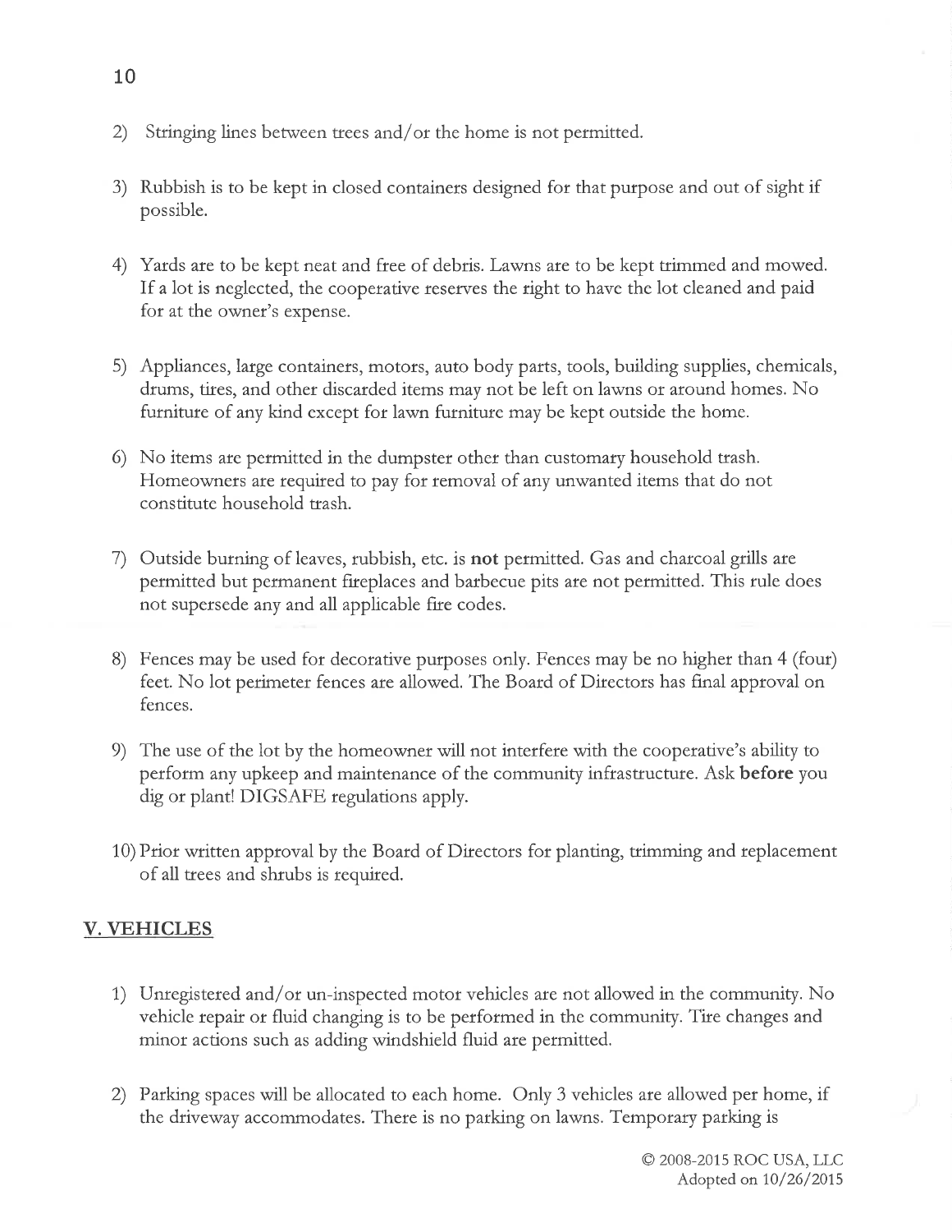2) Stringing lines between trees and/or the home is not permitted.

3) Rubbish is to be kept in closed containers designed for that purpose and out of sight if possible.

4) Yards are to be kept neat and free of debris. Lawns are to be kept trimmed and mowed. If a lot is neglected, the cooperative reserves the right to have the lot cleaned and paid for at the owner's expense.

5) Appliances, large containers, motors, auto body parts, tools, building supplies, chemicals, drums, tires, and other discarded items may not be left on lawns or around homes. No furniture of any kind except for lawn furniture may be kept outside the home.

6) No items are permitted in the dumpster other than customary household trash. Homeowners are required to pay for removal of any unwanted items that do not constitute household trash.

7) Outside burning of leaves, rubbish, etc. is **not** permitted. Gas and charcoal grills are permitted but permanent fireplaces and barbecue pits are not permitted. This rule does not supersede any and all applicable fire codes.

8) Fences may be used for decorative purposes only. Fences may be no higher than 4 (four) feet. No lot perimeter fences are allowed. The Board of Directors has final approval on fences.

9) The use of the lot by the homeowner will not interfere with the cooperative's ability to perform any upkeep and maintenance of the community infrastructure. Ask **before** you dig or plant! DIGSAFE regulations apply.

10) Prior written approval by the Board of Directors for planting, trimming and replacement of all trees and shrubs is required.

## V. VEHICLES

1) Unregistered and/or un-inspected motor vehicles are not allowed in the community. No vehicle repair or fluid changing is to be performed in the community. Tire changes and minor actions such as adding windshield fluid are permitted.

2) Parking spaces will be allocated to each home. Only 3 vehicles are allowed per home, if the driveway accommodates. There is no parking on lawns. Temporary parking is

© 2008-2015 ROC USA, LLC
Adopted on 10/26/2015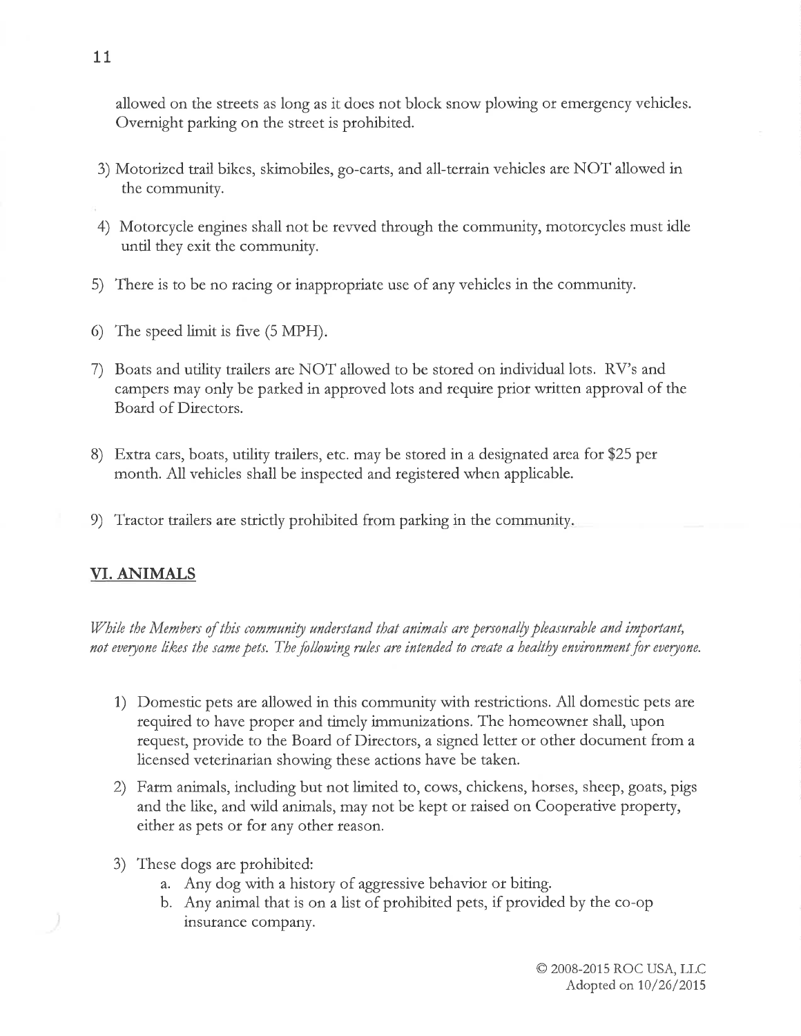allowed on the streets as long as it does not block snow plowing or emergency vehicles. Overnight parking on the street is prohibited.

3) Motorized trail bikes, skimobiles, go-carts, and all-terrain vehicles are NOT allowed in the community.

4) Motorcycle engines shall not be revved through the community, motorcycles must idle until they exit the community.

5) There is to be no racing or inappropriate use of any vehicles in the community.

6) The speed limit is five (5 MPH).

7) Boats and utility trailers are NOT allowed to be stored on individual lots. RV's and campers may only be parked in approved lots and require prior written approval of the Board of Directors.

8) Extra cars, boats, utility trailers, etc. may be stored in a designated area for $25 per month. All vehicles shall be inspected and registered when applicable.

9) Tractor trailers are strictly prohibited from parking in the community.

## VI. ANIMALS

*While the Members of this community understand that animals are personally pleasurable and important, not everyone likes the same pets. The following rules are intended to create a healthy environment for everyone.*

1) Domestic pets are allowed in this community with restrictions. All domestic pets are required to have proper and timely immunizations. The homeowner shall, upon request, provide to the Board of Directors, a signed letter or other document from a licensed veterinarian showing these actions have be taken.

2) Farm animals, including but not limited to, cows, chickens, horses, sheep, goats, pigs and the like, and wild animals, may not be kept or raised on Cooperative property, either as pets or for any other reason.

3) These dogs are prohibited:
   a. Any dog with a history of aggressive behavior or biting.
   b. Any animal that is on a list of prohibited pets, if provided by the co-op insurance company.

© 2008-2015 ROC USA, LLC
Adopted on 10/26/2015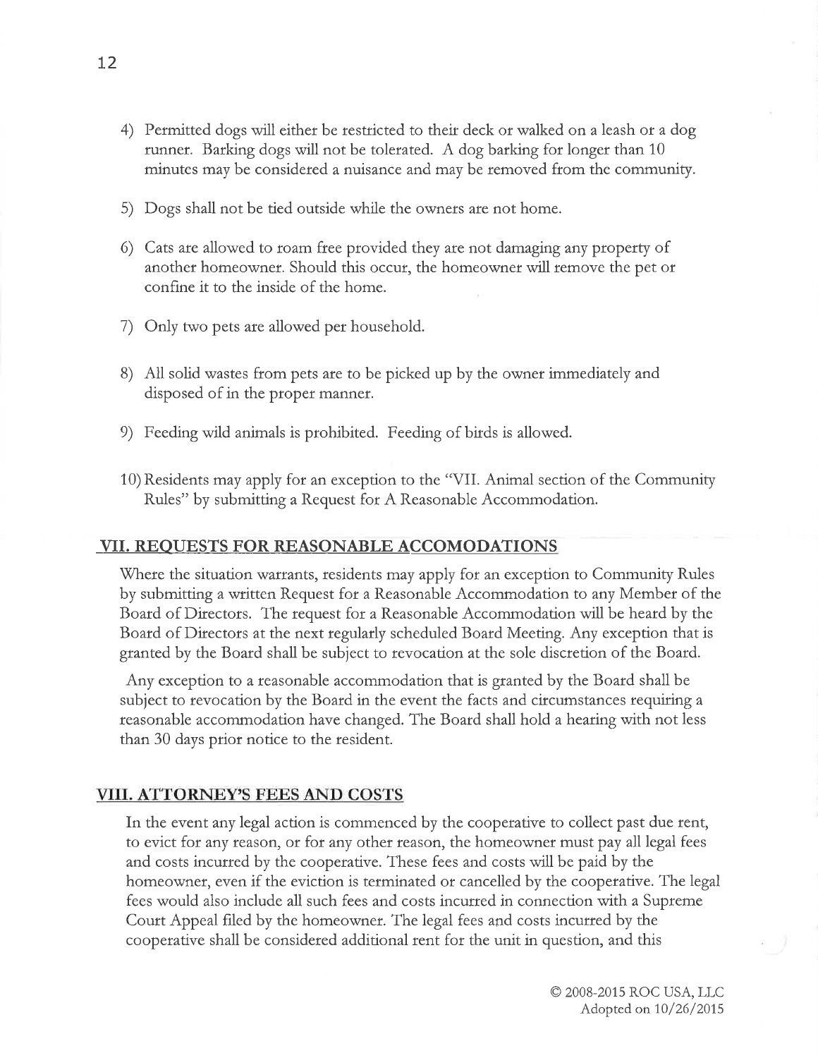4) Permitted dogs will either be restricted to their deck or walked on a leash or a dog runner. Barking dogs will not be tolerated. A dog barking for longer than 10 minutes may be considered a nuisance and may be removed from the community.

5) Dogs shall not be tied outside while the owners are not home.

6) Cats are allowed to roam free provided they are not damaging any property of another homeowner. Should this occur, the homeowner will remove the pet or confine it to the inside of the home.

7) Only two pets are allowed per household.

8) All solid wastes from pets are to be picked up by the owner immediately and disposed of in the proper manner.

9) Feeding wild animals is prohibited. Feeding of birds is allowed.

10) Residents may apply for an exception to the "VII. Animal section of the Community Rules" by submitting a Request for A Reasonable Accommodation.

## VII. REQUESTS FOR REASONABLE ACCOMODATIONS

Where the situation warrants, residents may apply for an exception to Community Rules by submitting a written Request for a Reasonable Accommodation to any Member of the Board of Directors. The request for a Reasonable Accommodation will be heard by the Board of Directors at the next regularly scheduled Board Meeting. Any exception that is granted by the Board shall be subject to revocation at the sole discretion of the Board.

Any exception to a reasonable accommodation that is granted by the Board shall be subject to revocation by the Board in the event the facts and circumstances requiring a reasonable accommodation have changed. The Board shall hold a hearing with not less than 30 days prior notice to the resident.

## VIII. ATTORNEY'S FEES AND COSTS

In the event any legal action is commenced by the cooperative to collect past due rent, to evict for any reason, or for any other reason, the homeowner must pay all legal fees and costs incurred by the cooperative. These fees and costs will be paid by the homeowner, even if the eviction is terminated or cancelled by the cooperative. The legal fees would also include all such fees and costs incurred in connection with a Supreme Court Appeal filed by the homeowner. The legal fees and costs incurred by the cooperative shall be considered additional rent for the unit in question, and this

© 2008-2015 ROC USA, LLC
Adopted on 10/26/2015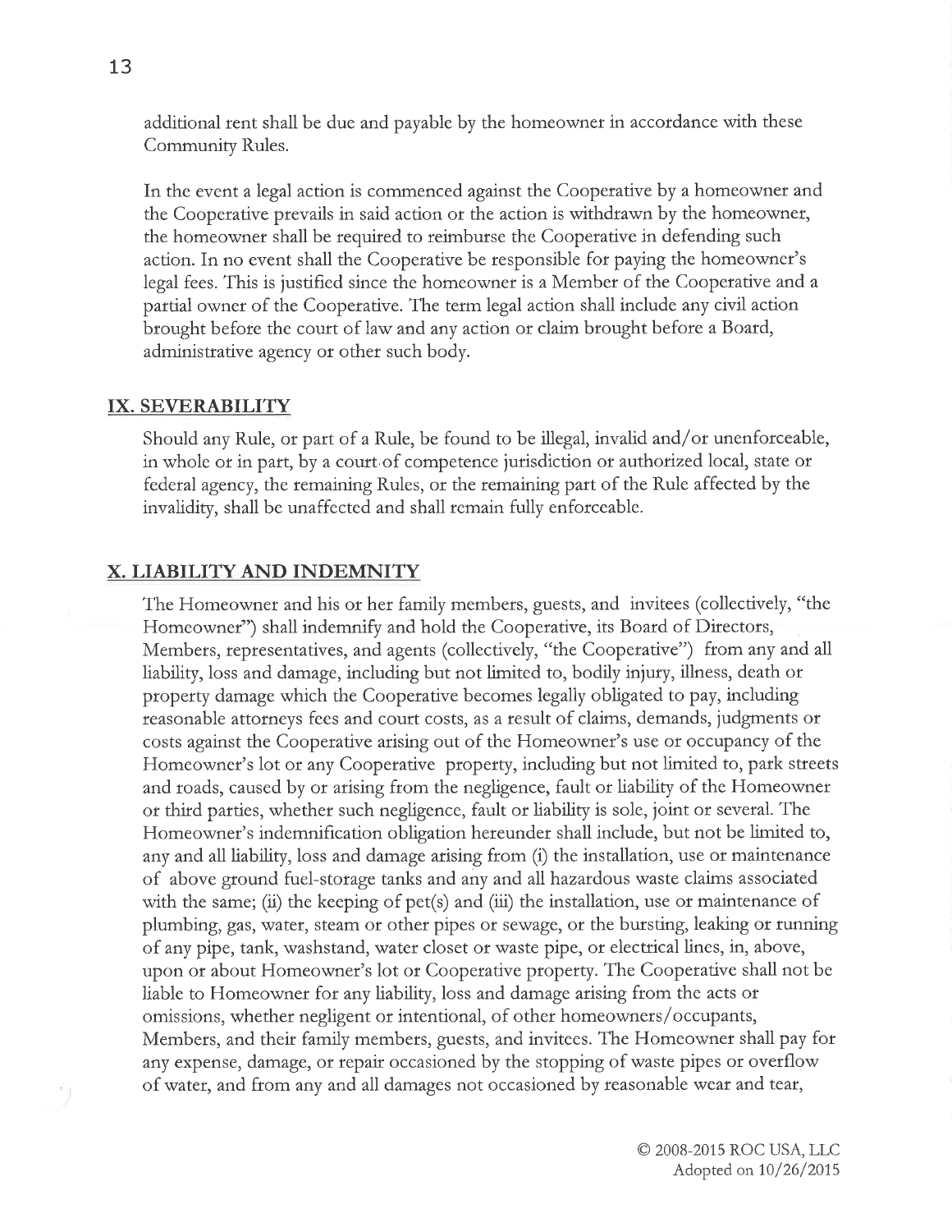additional rent shall be due and payable by the homeowner in accordance with these Community Rules.

In the event a legal action is commenced against the Cooperative by a homeowner and the Cooperative prevails in said action or the action is withdrawn by the homeowner, the homeowner shall be required to reimburse the Cooperative in defending such action. In no event shall the Cooperative be responsible for paying the homeowner's legal fees. This is justified since the homeowner is a Member of the Cooperative and a partial owner of the Cooperative. The term legal action shall include any civil action brought before the court of law and any action or claim brought before a Board, administrative agency or other such body.

## IX. SEVERABILITY

Should any Rule, or part of a Rule, be found to be illegal, invalid and/or unenforceable, in whole or in part, by a court of competence jurisdiction or authorized local, state or federal agency, the remaining Rules, or the remaining part of the Rule affected by the invalidity, shall be unaffected and shall remain fully enforceable.

## X. LIABILITY AND INDEMNITY

The Homeowner and his or her family members, guests, and invitees (collectively, "the Homeowner") shall indemnify and hold the Cooperative, its Board of Directors, Members, representatives, and agents (collectively, "the Cooperative") from any and all liability, loss and damage, including but not limited to, bodily injury, illness, death or property damage which the Cooperative becomes legally obligated to pay, including reasonable attorneys fees and court costs, as a result of claims, demands, judgments or costs against the Cooperative arising out of the Homeowner's use or occupancy of the Homeowner's lot or any Cooperative property, including but not limited to, park streets and roads, caused by or arising from the negligence, fault or liability of the Homeowner or third parties, whether such negligence, fault or liability is sole, joint or several. The Homeowner's indemnification obligation hereunder shall include, but not be limited to, any and all liability, loss and damage arising from (i) the installation, use or maintenance of above ground fuel-storage tanks and any and all hazardous waste claims associated with the same; (ii) the keeping of pet(s) and (iii) the installation, use or maintenance of plumbing, gas, water, steam or other pipes or sewage, or the bursting, leaking or running of any pipe, tank, washstand, water closet or waste pipe, or electrical lines, in, above, upon or about Homeowner's lot or Cooperative property. The Cooperative shall not be liable to Homeowner for any liability, loss and damage arising from the acts or omissions, whether negligent or intentional, of other homeowners/occupants, Members, and their family members, guests, and invitees. The Homeowner shall pay for any expense, damage, or repair occasioned by the stopping of waste pipes or overflow of water, and from any and all damages not occasioned by reasonable wear and tear,

© 2008-2015 ROC USA, LLC
Adopted on 10/26/2015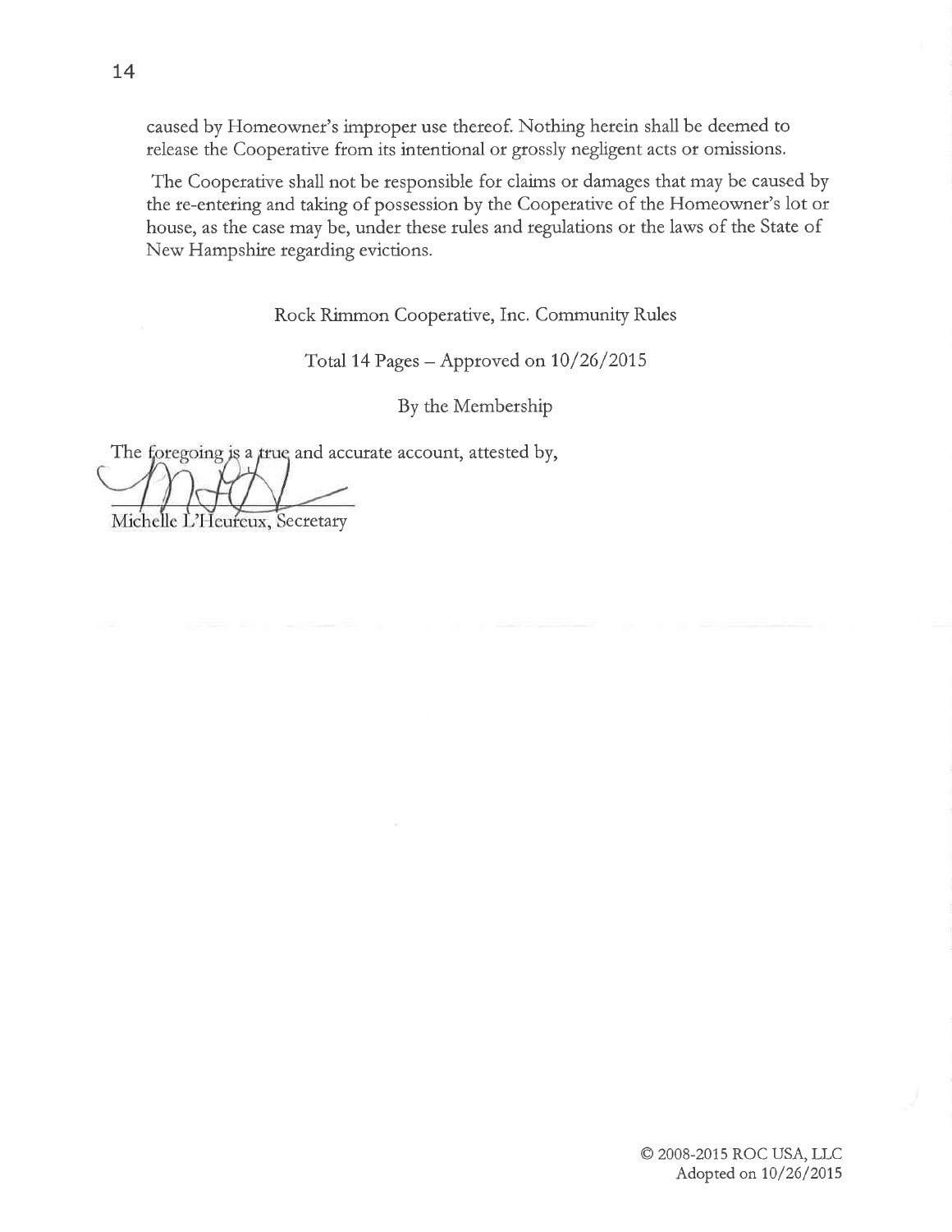caused by Homeowner's improper use thereof. Nothing herein shall be deemed to release the Cooperative from its intentional or grossly negligent acts or omissions.

The Cooperative shall not be responsible for claims or damages that may be caused by the re-entering and taking of possession by the Cooperative of the Homeowner's lot or house, as the case may be, under these rules and regulations or the laws of the State of New Hampshire regarding evictions.

Rock Rimmon Cooperative, Inc. Community Rules

Total 14 Pages – Approved on 10/26/2015

By the Membership

The foregoing is a true and accurate account, attested by,

Michelle L'Heureux, Secretary

© 2008-2015 ROC USA, LLC
Adopted on 10/26/2015